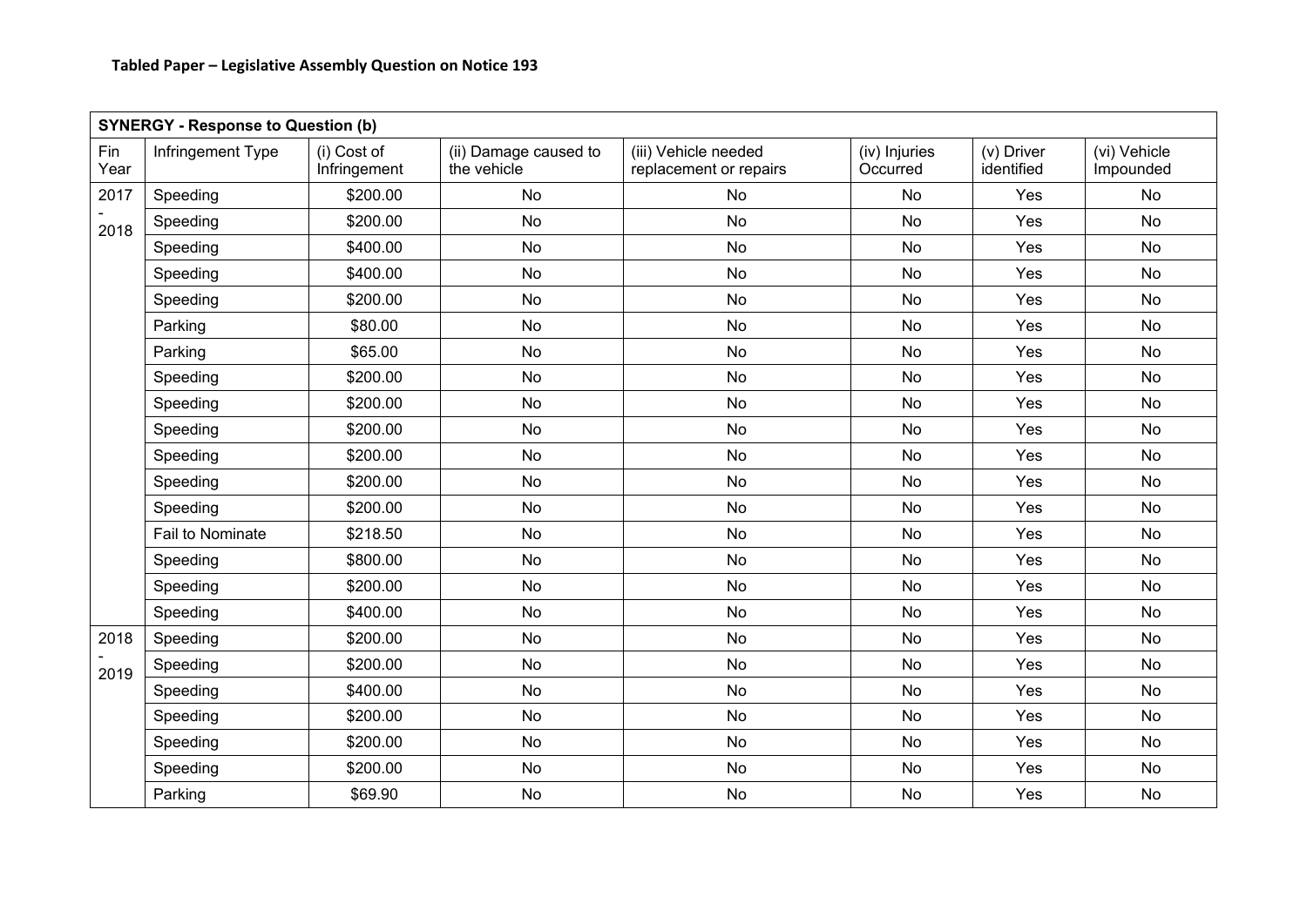**Tabled Paper – Legislative Assembly Question on Notice 193**

| **SYNERGY - Response to Question (b)** | | | | | | | |
|---|---|---|---|---|---|---|---|
| Fin Year | Infringement Type | (i) Cost of Infringement | (ii) Damage caused to the vehicle | (iii) Vehicle needed replacement or repairs | (iv) Injuries Occurred | (v) Driver identified | (vi) Vehicle Impounded |
| 2017 - 2018 | Speeding | $200.00 | No | No | No | Yes | No |
| | Speeding | $200.00 | No | No | No | Yes | No |
| | Speeding | $400.00 | No | No | No | Yes | No |
| | Speeding | $400.00 | No | No | No | Yes | No |
| | Speeding | $200.00 | No | No | No | Yes | No |
| | Parking | $80.00 | No | No | No | Yes | No |
| | Parking | $65.00 | No | No | No | Yes | No |
| | Speeding | $200.00 | No | No | No | Yes | No |
| | Speeding | $200.00 | No | No | No | Yes | No |
| | Speeding | $200.00 | No | No | No | Yes | No |
| | Speeding | $200.00 | No | No | No | Yes | No |
| | Speeding | $200.00 | No | No | No | Yes | No |
| | Speeding | $200.00 | No | No | No | Yes | No |
| | Fail to Nominate | $218.50 | No | No | No | Yes | No |
| | Speeding | $800.00 | No | No | No | Yes | No |
| | Speeding | $200.00 | No | No | No | Yes | No |
| | Speeding | $400.00 | No | No | No | Yes | No |
| 2018 - 2019 | Speeding | $200.00 | No | No | No | Yes | No |
| | Speeding | $200.00 | No | No | No | Yes | No |
| | Speeding | $400.00 | No | No | No | Yes | No |
| | Speeding | $200.00 | No | No | No | Yes | No |
| | Speeding | $200.00 | No | No | No | Yes | No |
| | Speeding | $200.00 | No | No | No | Yes | No |
| | Parking | $69.90 | No | No | No | Yes | No |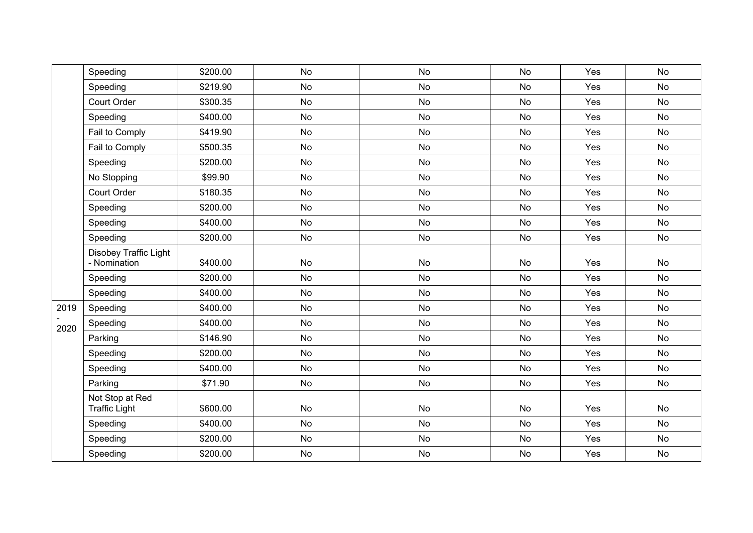| | | | | | | | |
|---|---|---|---|---|---|---|---|
| | Speeding | $200.00 | No | No | No | Yes | No |
| | Speeding | $219.90 | No | No | No | Yes | No |
| | Court Order | $300.35 | No | No | No | Yes | No |
| | Speeding | $400.00 | No | No | No | Yes | No |
| | Fail to Comply | $419.90 | No | No | No | Yes | No |
| | Fail to Comply | $500.35 | No | No | No | Yes | No |
| | Speeding | $200.00 | No | No | No | Yes | No |
| | No Stopping | $99.90 | No | No | No | Yes | No |
| | Court Order | $180.35 | No | No | No | Yes | No |
| | Speeding | $200.00 | No | No | No | Yes | No |
| | Speeding | $400.00 | No | No | No | Yes | No |
| | Speeding | $200.00 | No | No | No | Yes | No |
| | Disobey Traffic Light - Nomination | $400.00 | No | No | No | Yes | No |
| | Speeding | $200.00 | No | No | No | Yes | No |
| | Speeding | $400.00 | No | No | No | Yes | No |
| 2019 - 2020 | Speeding | $400.00 | No | No | No | Yes | No |
| | Speeding | $400.00 | No | No | No | Yes | No |
| | Parking | $146.90 | No | No | No | Yes | No |
| | Speeding | $200.00 | No | No | No | Yes | No |
| | Speeding | $400.00 | No | No | No | Yes | No |
| | Parking | $71.90 | No | No | No | Yes | No |
| | Not Stop at Red Traffic Light | $600.00 | No | No | No | Yes | No |
| | Speeding | $400.00 | No | No | No | Yes | No |
| | Speeding | $200.00 | No | No | No | Yes | No |
| | Speeding | $200.00 | No | No | No | Yes | No |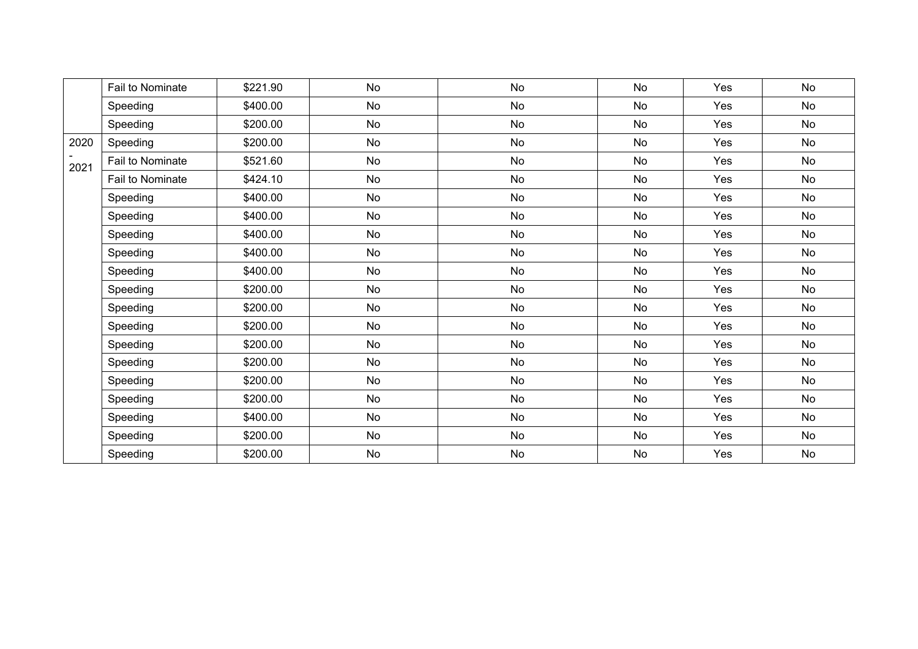| | | | | | | | |
|---|---|---|---|---|---|---|---|
| | Fail to Nominate | $221.90 | No | No | No | Yes | No |
| | Speeding | $400.00 | No | No | No | Yes | No |
| | Speeding | $200.00 | No | No | No | Yes | No |
| 2020 - 2021 | Speeding | $200.00 | No | No | No | Yes | No |
| | Fail to Nominate | $521.60 | No | No | No | Yes | No |
| | Fail to Nominate | $424.10 | No | No | No | Yes | No |
| | Speeding | $400.00 | No | No | No | Yes | No |
| | Speeding | $400.00 | No | No | No | Yes | No |
| | Speeding | $400.00 | No | No | No | Yes | No |
| | Speeding | $400.00 | No | No | No | Yes | No |
| | Speeding | $400.00 | No | No | No | Yes | No |
| | Speeding | $200.00 | No | No | No | Yes | No |
| | Speeding | $200.00 | No | No | No | Yes | No |
| | Speeding | $200.00 | No | No | No | Yes | No |
| | Speeding | $200.00 | No | No | No | Yes | No |
| | Speeding | $200.00 | No | No | No | Yes | No |
| | Speeding | $200.00 | No | No | No | Yes | No |
| | Speeding | $200.00 | No | No | No | Yes | No |
| | Speeding | $400.00 | No | No | No | Yes | No |
| | Speeding | $200.00 | No | No | No | Yes | No |
| | Speeding | $200.00 | No | No | No | Yes | No |